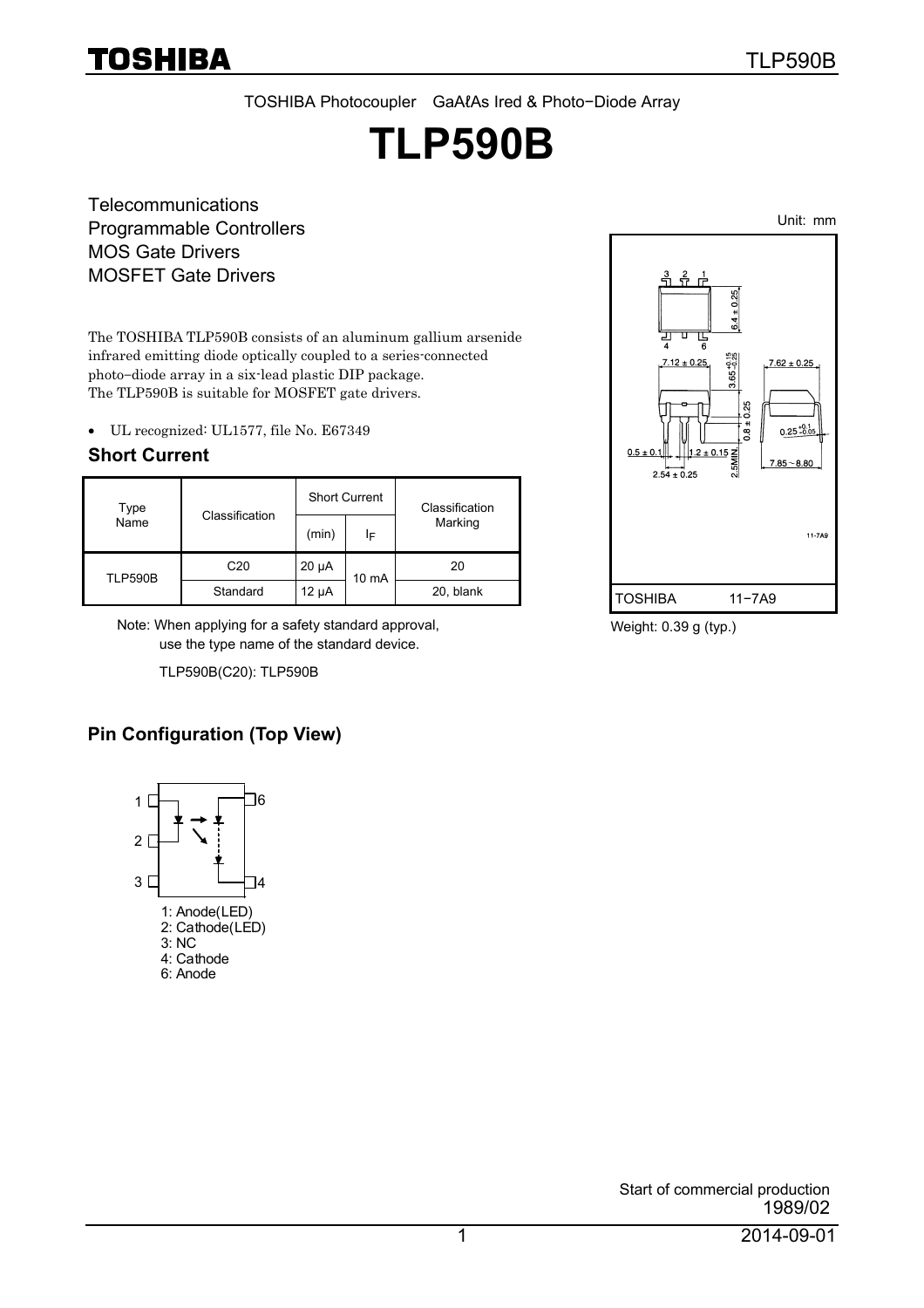TOSHIBA Photocoupler GaAℓAs Ired & Photo−Diode Array

# TLP590B

Telecommunications
Programmable Controllers
MOS Gate Drivers
MOSFET Gate Drivers

The TOSHIBA TLP590B consists of an aluminum gallium arsenide infrared emitting diode optically coupled to a series-connected photo−diode array in a six-lead plastic DIP package.
The TLP590B is suitable for MOSFET gate drivers.

- UL recognized: UL1577, file No. E67349

## Short Current

| Type Name | Classification | Short Current | | Classification Marking |
|---|---|---|---|---|
| | | (min) | $I_F$ | |
| TLP590B | C20 | 20 μA | 10 mA | 20 |
| | Standard | 12 μA | | 20, blank |

Note: When applying for a safety standard approval, use the type name of the standard device.

TLP590B(C20): TLP590B

Unit: mm

TOSHIBA 11−7A9

Weight: 0.39 g (typ.)

## Pin Configuration (Top View)

1: Anode(LED)
2: Cathode(LED)
3: NC
4: Cathode
6: Anode

Start of commercial production
1989/02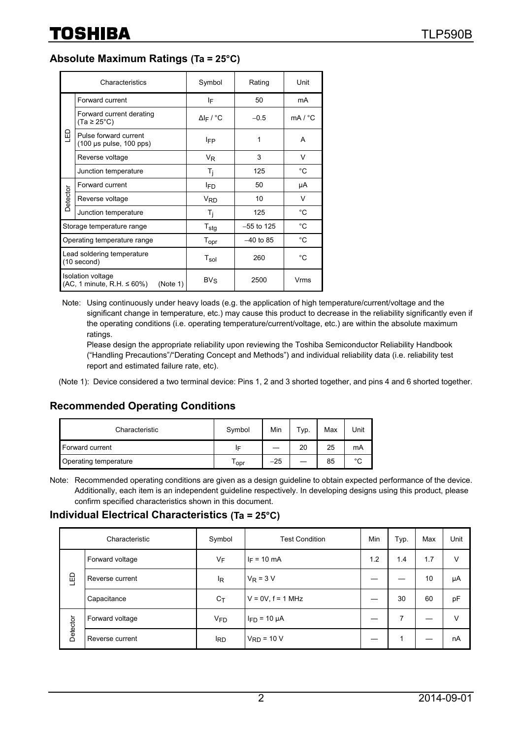## Absolute Maximum Ratings (Ta = 25°C)

| Characteristics | | Symbol | Rating | Unit |
|---|---|---|---|---|
| LED | Forward current | $I_F$ | 50 | mA |
| | Forward current derating (Ta ≥ 25°C) | $\Delta I_F$ / °C | −0.5 | mA / °C |
| | Pulse forward current (100 μs pulse, 100 pps) | $I_{FP}$ | 1 | A |
| | Reverse voltage | $V_R$ | 3 | V |
| | Junction temperature | $T_j$ | 125 | °C |
| Detector | Forward current | $I_{FD}$ | 50 | μA |
| | Reverse voltage | $V_{RD}$ | 10 | V |
| | Junction temperature | $T_j$ | 125 | °C |
| Storage temperature range | | $T_{stg}$ | −55 to 125 | °C |
| Operating temperature range | | $T_{opr}$ | −40 to 85 | °C |
| Lead soldering temperature (10 second) | | $T_{sol}$ | 260 | °C |
| Isolation voltage (AC, 1 minute, R.H. ≤ 60%) (Note 1) | | $BV_S$ | 2500 | Vrms |

Note: Using continuously under heavy loads (e.g. the application of high temperature/current/voltage and the significant change in temperature, etc.) may cause this product to decrease in the reliability significantly even if the operating conditions (i.e. operating temperature/current/voltage, etc.) are within the absolute maximum ratings.
Please design the appropriate reliability upon reviewing the Toshiba Semiconductor Reliability Handbook ("Handling Precautions"/"Derating Concept and Methods") and individual reliability data (i.e. reliability test report and estimated failure rate, etc).

(Note 1): Device considered a two terminal device: Pins 1, 2 and 3 shorted together, and pins 4 and 6 shorted together.

## Recommended Operating Conditions

| Characteristic | Symbol | Min | Typ. | Max | Unit |
|---|---|---|---|---|---|
| Forward current | $I_F$ | — | 20 | 25 | mA |
| Operating temperature | $T_{opr}$ | −25 | — | 85 | °C |

Note: Recommended operating conditions are given as a design guideline to obtain expected performance of the device. Additionally, each item is an independent guideline respectively. In developing designs using this product, please confirm specified characteristics shown in this document.

## Individual Electrical Characteristics (Ta = 25°C)

| Characteristic | | Symbol | Test Condition | Min | Typ. | Max | Unit |
|---|---|---|---|---|---|---|---|
| LED | Forward voltage | $V_F$ | $I_F$ = 10 mA | 1.2 | 1.4 | 1.7 | V |
| | Reverse current | $I_R$ | $V_R$ = 3 V | — | — | 10 | μA |
| | Capacitance | $C_T$ | V = 0V, f = 1 MHz | — | 30 | 60 | pF |
| Detector | Forward voltage | $V_{FD}$ | $I_{FD}$ = 10 μA | — | 7 | — | V |
| | Reverse current | $I_{RD}$ | $V_{RD}$ = 10 V | — | 1 | — | nA |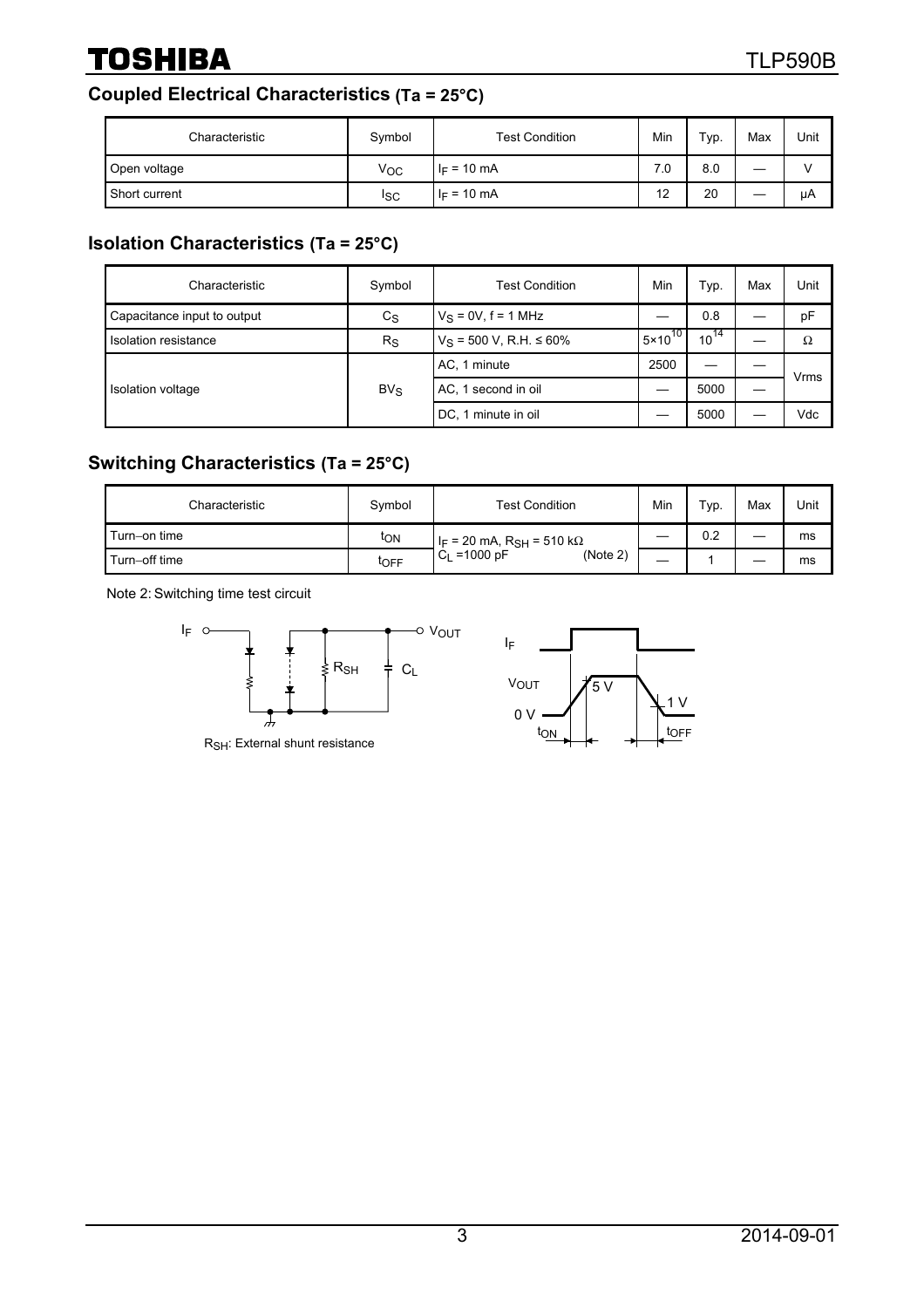## Coupled Electrical Characteristics (Ta = 25°C)

| Characteristic | Symbol | Test Condition | Min | Typ. | Max | Unit |
|---|---|---|---|---|---|---|
| Open voltage | $V_{OC}$ | $I_F$ = 10 mA | 7.0 | 8.0 | — | V |
| Short current | $I_{SC}$ | $I_F$ = 10 mA | 12 | 20 | — | μA |

## Isolation Characteristics (Ta = 25°C)

| Characteristic | Symbol | Test Condition | Min | Typ. | Max | Unit |
|---|---|---|---|---|---|---|
| Capacitance input to output | $C_S$ | $V_S$ = 0V, f = 1 MHz | — | 0.8 | — | pF |
| Isolation resistance | $R_S$ | $V_S$ = 500 V, R.H. ≤ 60% | $5\times10^{10}$ | $10^{14}$ | — | Ω |
| Isolation voltage | $BV_S$ | AC, 1 minute | 2500 | — | — | Vrms |
| | | AC, 1 second in oil | — | 5000 | — | |
| | | DC, 1 minute in oil | — | 5000 | — | Vdc |

## Switching Characteristics (Ta = 25°C)

| Characteristic | Symbol | Test Condition | Min | Typ. | Max | Unit |
|---|---|---|---|---|---|---|
| Turn−on time | $t_{ON}$ | $I_F$ = 20 mA, $R_{SH}$ = 510 kΩ, $C_L$ =1000 pF (Note 2) | — | 0.2 | — | ms |
| Turn−off time | $t_{OFF}$ | | — | 1 | — | ms |

Note 2: Switching time test circuit

$R_{SH}$: External shunt resistance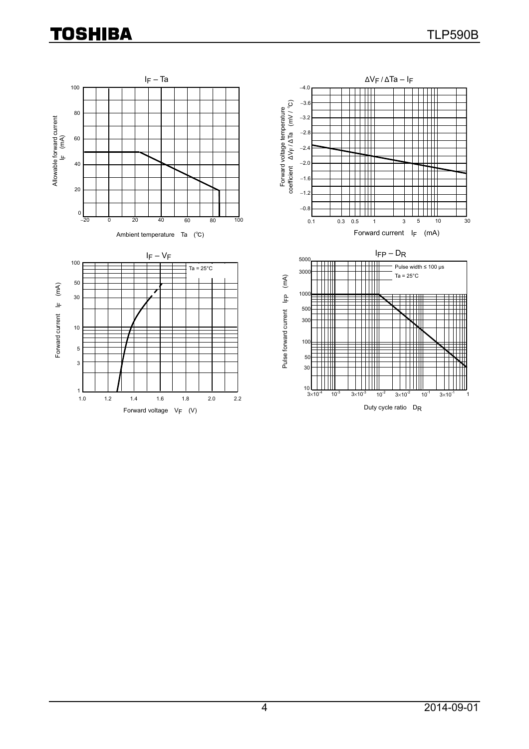## $I_F$ – Ta

Allowable forward current $I_F$ (mA)

Ambient temperature Ta (°C)

## $\Delta V_F / \Delta Ta$ – $I_F$

Forward voltage temperature coefficient $\Delta V_F / \Delta Ta$ (mV / °C)

Forward current $I_F$ (mA)

## $I_F$ – $V_F$

Ta = 25°C

Forward current $I_F$ (mA)

Forward voltage $V_F$ (V)

## $I_{FP}$ – $D_R$

Pulse width ≤ 100 μs

Ta = 25°C

Pulse forward current $I_{FP}$ (mA)

Duty cycle ratio $D_R$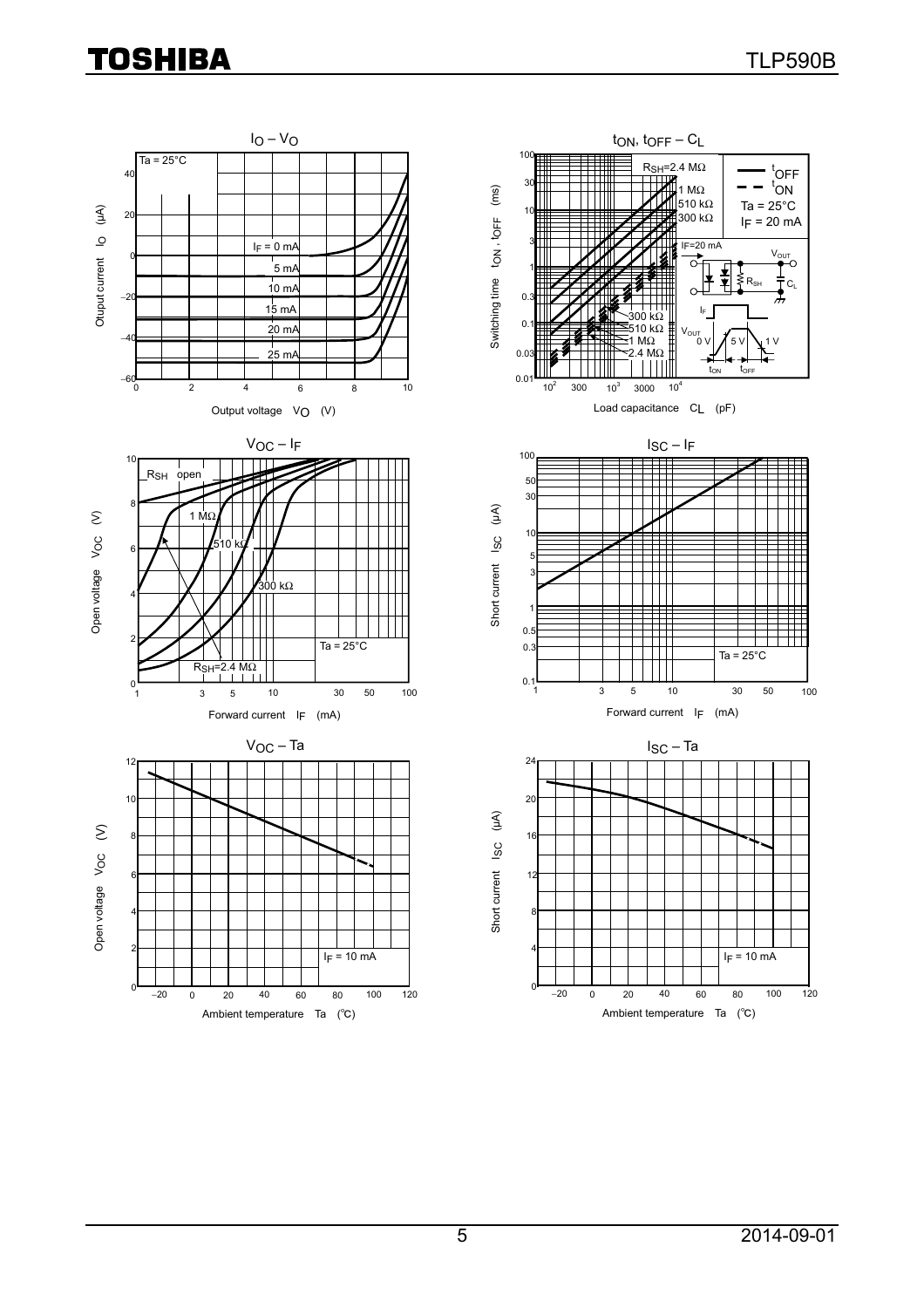$I_O$ – $V_O$

Ta = 25°C

$I_F$ = 0 mA, 5 mA, 10 mA, 15 mA, 20 mA, 25 mA

Output current $I_O$ (μA)

Output voltage $V_O$ (V)

$t_{ON}$, $t_{OFF}$ – $C_L$

$R_{SH}$=2.4 MΩ, 1 MΩ, 510 kΩ, 300 kΩ

$t_{OFF}$ (solid), $t_{ON}$ (dashed)

Ta = 25°C

$I_F$ = 20 mA

Switching time $t_{ON}$, $t_{OFF}$ (ms)

Load capacitance $C_L$ (pF)

$V_{OC}$ – $I_F$

$R_{SH}$ open, 1 MΩ, 510 kΩ, 300 kΩ, $R_{SH}$=2.4 MΩ

Ta = 25°C

Open voltage $V_{OC}$ (V)

Forward current $I_F$ (mA)

$I_{SC}$ – $I_F$

Ta = 25°C

Short current $I_{SC}$ (μA)

Forward current $I_F$ (mA)

$V_{OC}$ – Ta

$I_F$ = 10 mA

Open voltage $V_{OC}$ (V)

Ambient temperature Ta (℃)

$I_{SC}$ – Ta

$I_F$ = 10 mA

Short current $I_{SC}$ (μA)

Ambient temperature Ta (℃)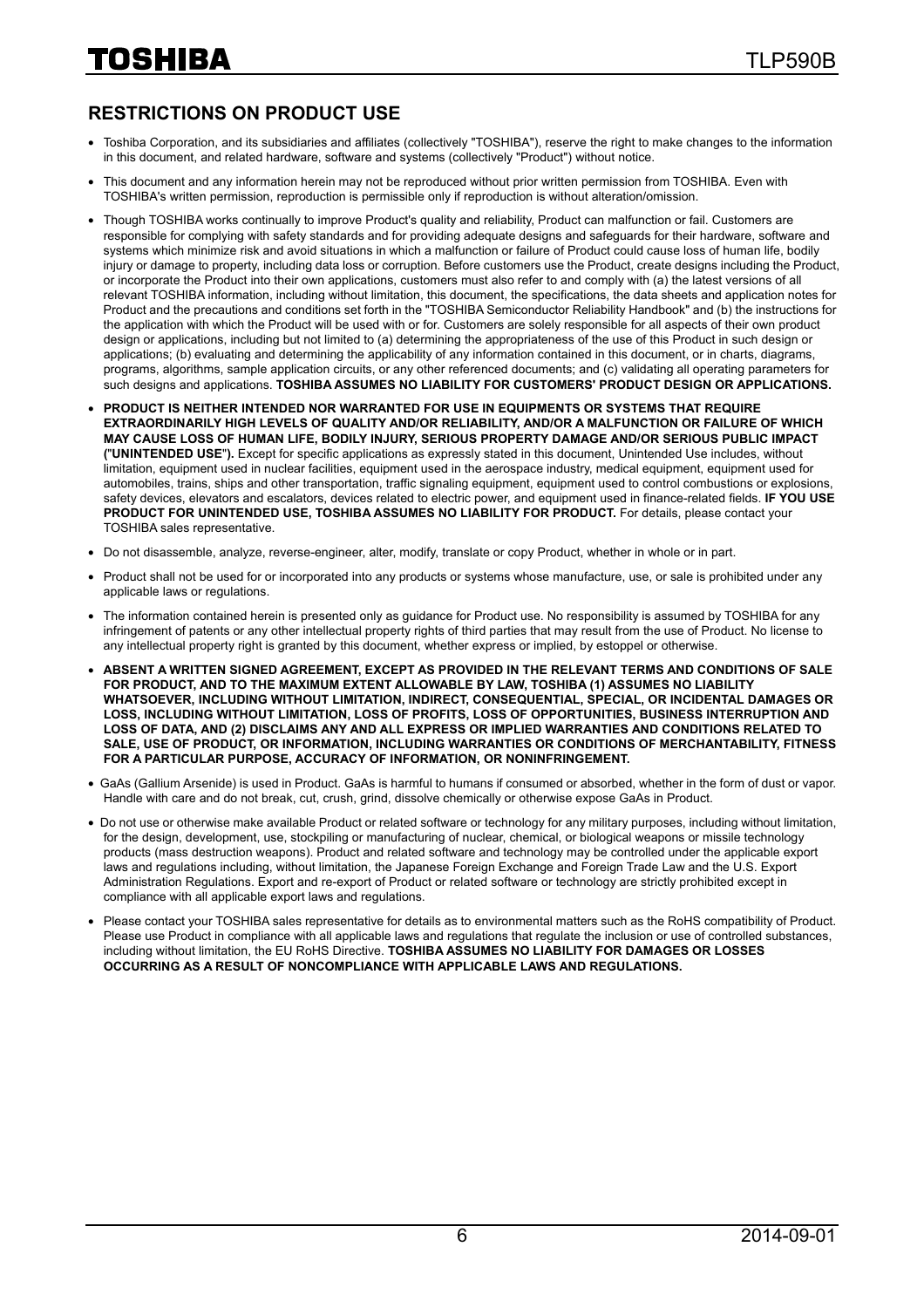## RESTRICTIONS ON PRODUCT USE

- Toshiba Corporation, and its subsidiaries and affiliates (collectively "TOSHIBA"), reserve the right to make changes to the information in this document, and related hardware, software and systems (collectively "Product") without notice.
- This document and any information herein may not be reproduced without prior written permission from TOSHIBA. Even with TOSHIBA's written permission, reproduction is permissible only if reproduction is without alteration/omission.
- Though TOSHIBA works continually to improve Product's quality and reliability, Product can malfunction or fail. Customers are responsible for complying with safety standards and for providing adequate designs and safeguards for their hardware, software and systems which minimize risk and avoid situations in which a malfunction or failure of Product could cause loss of human life, bodily injury or damage to property, including data loss or corruption. Before customers use the Product, create designs including the Product, or incorporate the Product into their own applications, customers must also refer to and comply with (a) the latest versions of all relevant TOSHIBA information, including without limitation, this document, the specifications, the data sheets and application notes for Product and the precautions and conditions set forth in the "TOSHIBA Semiconductor Reliability Handbook" and (b) the instructions for the application with which the Product will be used with or for. Customers are solely responsible for all aspects of their own product design or applications, including but not limited to (a) determining the appropriateness of the use of this Product in such design or applications; (b) evaluating and determining the applicability of any information contained in this document, or in charts, diagrams, programs, algorithms, sample application circuits, or any other referenced documents; and (c) validating all operating parameters for such designs and applications. **TOSHIBA ASSUMES NO LIABILITY FOR CUSTOMERS' PRODUCT DESIGN OR APPLICATIONS.**
- **PRODUCT IS NEITHER INTENDED NOR WARRANTED FOR USE IN EQUIPMENTS OR SYSTEMS THAT REQUIRE EXTRAORDINARILY HIGH LEVELS OF QUALITY AND/OR RELIABILITY, AND/OR A MALFUNCTION OR FAILURE OF WHICH MAY CAUSE LOSS OF HUMAN LIFE, BODILY INJURY, SERIOUS PROPERTY DAMAGE AND/OR SERIOUS PUBLIC IMPACT ("UNINTENDED USE").** Except for specific applications as expressly stated in this document, Unintended Use includes, without limitation, equipment used in nuclear facilities, equipment used in the aerospace industry, medical equipment, equipment used for automobiles, trains, ships and other transportation, traffic signaling equipment, equipment used to control combustions or explosions, safety devices, elevators and escalators, devices related to electric power, and equipment used in finance-related fields. **IF YOU USE PRODUCT FOR UNINTENDED USE, TOSHIBA ASSUMES NO LIABILITY FOR PRODUCT.** For details, please contact your TOSHIBA sales representative.
- Do not disassemble, analyze, reverse-engineer, alter, modify, translate or copy Product, whether in whole or in part.
- Product shall not be used for or incorporated into any products or systems whose manufacture, use, or sale is prohibited under any applicable laws or regulations.
- The information contained herein is presented only as guidance for Product use. No responsibility is assumed by TOSHIBA for any infringement of patents or any other intellectual property rights of third parties that may result from the use of Product. No license to any intellectual property right is granted by this document, whether express or implied, by estoppel or otherwise.
- **ABSENT A WRITTEN SIGNED AGREEMENT, EXCEPT AS PROVIDED IN THE RELEVANT TERMS AND CONDITIONS OF SALE FOR PRODUCT, AND TO THE MAXIMUM EXTENT ALLOWABLE BY LAW, TOSHIBA (1) ASSUMES NO LIABILITY WHATSOEVER, INCLUDING WITHOUT LIMITATION, INDIRECT, CONSEQUENTIAL, SPECIAL, OR INCIDENTAL DAMAGES OR LOSS, INCLUDING WITHOUT LIMITATION, LOSS OF PROFITS, LOSS OF OPPORTUNITIES, BUSINESS INTERRUPTION AND LOSS OF DATA, AND (2) DISCLAIMS ANY AND ALL EXPRESS OR IMPLIED WARRANTIES AND CONDITIONS RELATED TO SALE, USE OF PRODUCT, OR INFORMATION, INCLUDING WARRANTIES OR CONDITIONS OF MERCHANTABILITY, FITNESS FOR A PARTICULAR PURPOSE, ACCURACY OF INFORMATION, OR NONINFRINGEMENT.**
- GaAs (Gallium Arsenide) is used in Product. GaAs is harmful to humans if consumed or absorbed, whether in the form of dust or vapor. Handle with care and do not break, cut, crush, grind, dissolve chemically or otherwise expose GaAs in Product.
- Do not use or otherwise make available Product or related software or technology for any military purposes, including without limitation, for the design, development, use, stockpiling or manufacturing of nuclear, chemical, or biological weapons or missile technology products (mass destruction weapons). Product and related software and technology may be controlled under the applicable export laws and regulations including, without limitation, the Japanese Foreign Exchange and Foreign Trade Law and the U.S. Export Administration Regulations. Export and re-export of Product or related software or technology are strictly prohibited except in compliance with all applicable export laws and regulations.
- Please contact your TOSHIBA sales representative for details as to environmental matters such as the RoHS compatibility of Product. Please use Product in compliance with all applicable laws and regulations that regulate the inclusion or use of controlled substances, including without limitation, the EU RoHS Directive. **TOSHIBA ASSUMES NO LIABILITY FOR DAMAGES OR LOSSES OCCURRING AS A RESULT OF NONCOMPLIANCE WITH APPLICABLE LAWS AND REGULATIONS.**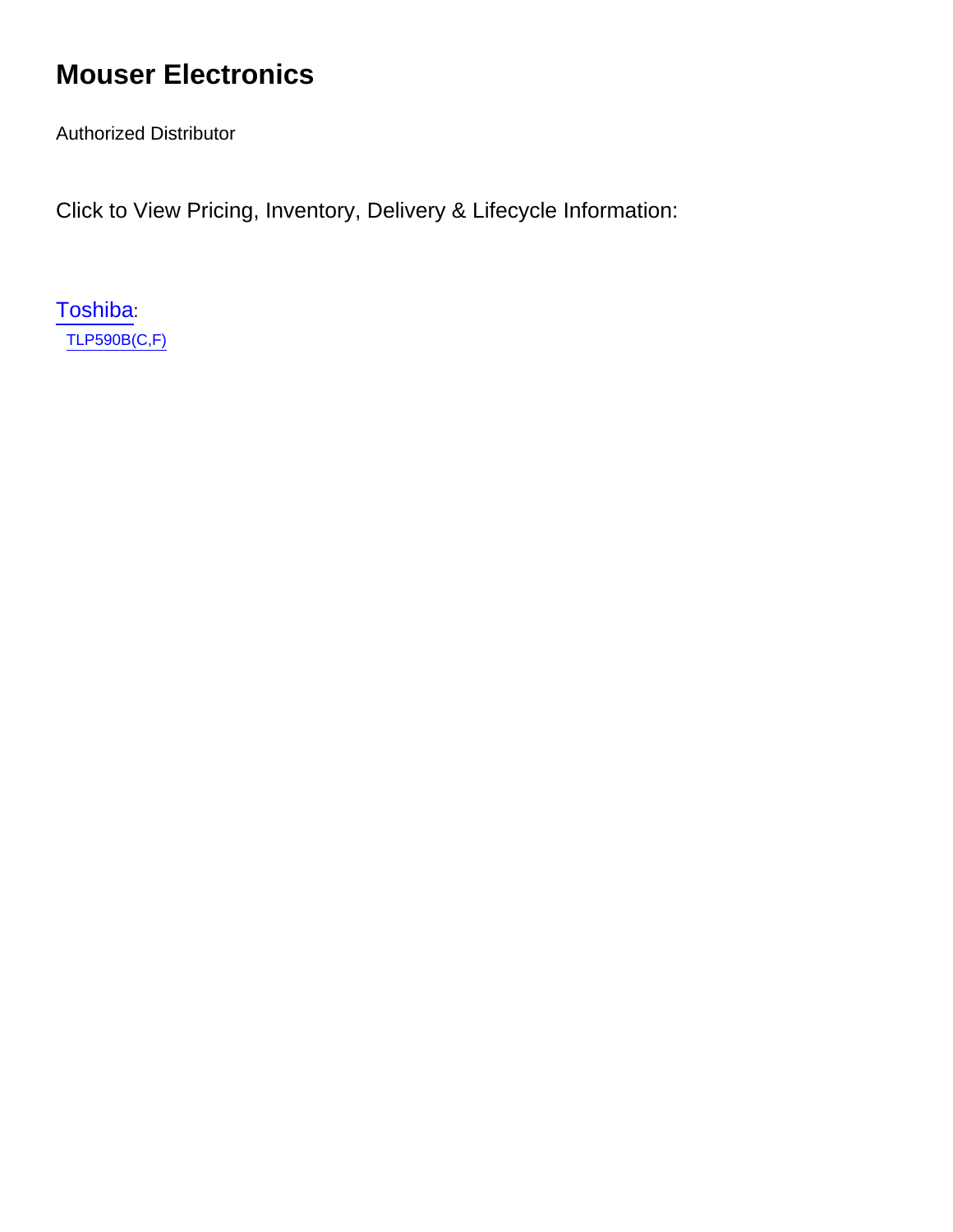# Mouser Electronics

Authorized Distributor

Click to View Pricing, Inventory, Delivery & Lifecycle Information:

Toshiba:

TLP590B(C,F)